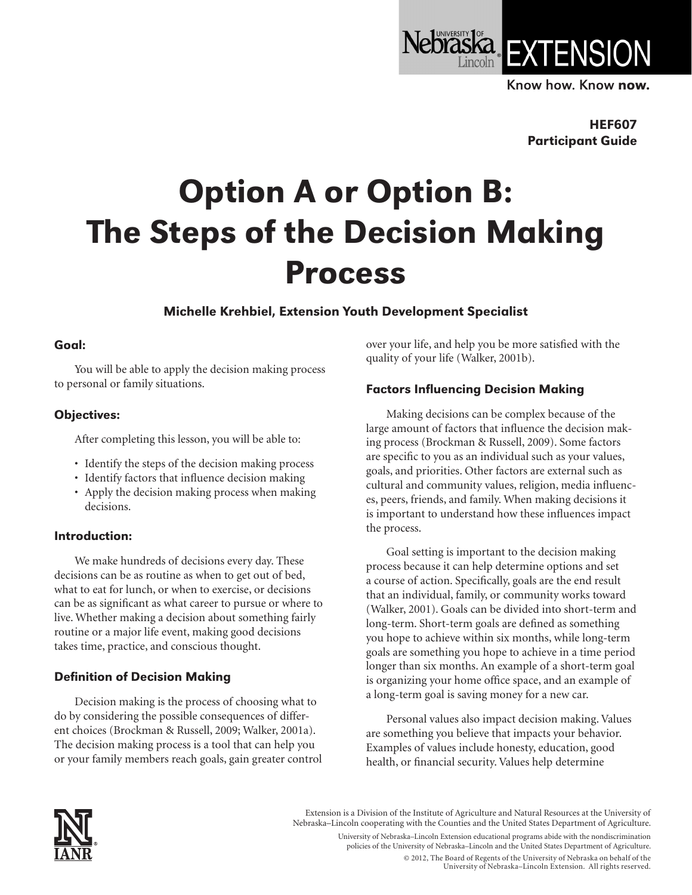HEF607
Participant Guide

# Option A or Option B: The Steps of the Decision Making Process

**Michelle Krehbiel, Extension Youth Development Specialist**

### Goal:

You will be able to apply the decision making process to personal or family situations.

### Objectives:

After completing this lesson, you will be able to:

- Identify the steps of the decision making process
- Identify factors that influence decision making
- Apply the decision making process when making decisions.

### Introduction:

We make hundreds of decisions every day. These decisions can be as routine as when to get out of bed, what to eat for lunch, or when to exercise, or decisions can be as significant as what career to pursue or where to live. Whether making a decision about something fairly routine or a major life event, making good decisions takes time, practice, and conscious thought.

### Definition of Decision Making

Decision making is the process of choosing what to do by considering the possible consequences of different choices (Brockman & Russell, 2009; Walker, 2001a). The decision making process is a tool that can help you or your family members reach goals, gain greater control over your life, and help you be more satisfied with the quality of your life (Walker, 2001b).

### Factors Influencing Decision Making

Making decisions can be complex because of the large amount of factors that influence the decision making process (Brockman & Russell, 2009). Some factors are specific to you as an individual such as your values, goals, and priorities. Other factors are external such as cultural and community values, religion, media influences, peers, friends, and family. When making decisions it is important to understand how these influences impact the process.

Goal setting is important to the decision making process because it can help determine options and set a course of action. Specifically, goals are the end result that an individual, family, or community works toward (Walker, 2001). Goals can be divided into short-term and long-term. Short-term goals are defined as something you hope to achieve within six months, while long-term goals are something you hope to achieve in a time period longer than six months. An example of a short-term goal is organizing your home office space, and an example of a long-term goal is saving money for a new car.

Personal values also impact decision making. Values are something you believe that impacts your behavior. Examples of values include honesty, education, good health, or financial security. Values help determine

Extension is a Division of the Institute of Agriculture and Natural Resources at the University of Nebraska–Lincoln cooperating with the Counties and the United States Department of Agriculture.

University of Nebraska–Lincoln Extension educational programs abide with the nondiscrimination policies of the University of Nebraska–Lincoln and the United States Department of Agriculture.

© 2012, The Board of Regents of the University of Nebraska on behalf of the University of Nebraska–Lincoln Extension. All rights reserved.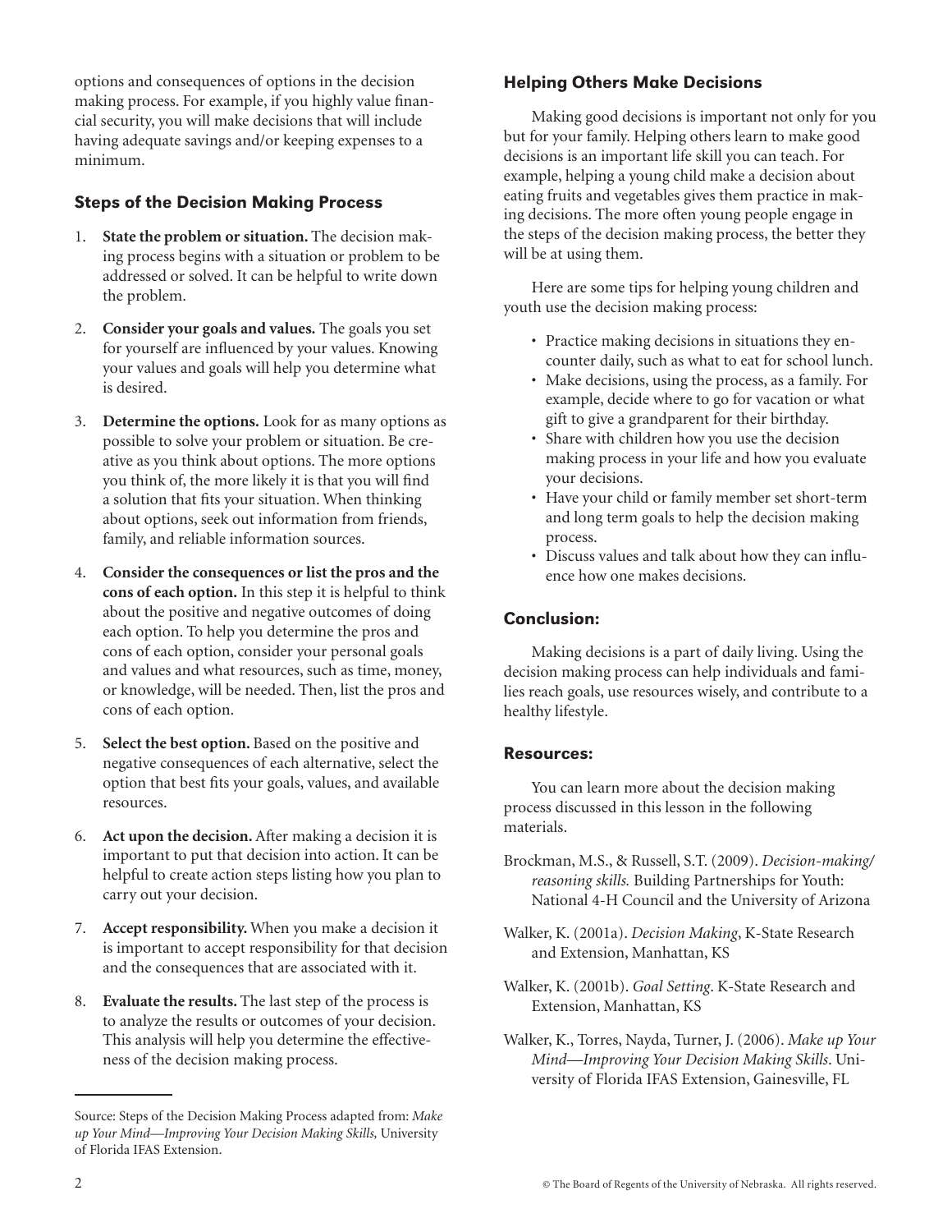options and consequences of options in the decision making process. For example, if you highly value financial security, you will make decisions that will include having adequate savings and/or keeping expenses to a minimum.

## Steps of the Decision Making Process

1. **State the problem or situation.** The decision making process begins with a situation or problem to be addressed or solved. It can be helpful to write down the problem.
2. **Consider your goals and values.** The goals you set for yourself are influenced by your values. Knowing your values and goals will help you determine what is desired.
3. **Determine the options.** Look for as many options as possible to solve your problem or situation. Be creative as you think about options. The more options you think of, the more likely it is that you will find a solution that fits your situation. When thinking about options, seek out information from friends, family, and reliable information sources.
4. **Consider the consequences or list the pros and the cons of each option.** In this step it is helpful to think about the positive and negative outcomes of doing each option. To help you determine the pros and cons of each option, consider your personal goals and values and what resources, such as time, money, or knowledge, will be needed. Then, list the pros and cons of each option.
5. **Select the best option.** Based on the positive and negative consequences of each alternative, select the option that best fits your goals, values, and available resources.
6. **Act upon the decision.** After making a decision it is important to put that decision into action. It can be helpful to create action steps listing how you plan to carry out your decision.
7. **Accept responsibility.** When you make a decision it is important to accept responsibility for that decision and the consequences that are associated with it.
8. **Evaluate the results.** The last step of the process is to analyze the results or outcomes of your decision. This analysis will help you determine the effectiveness of the decision making process.

Source: Steps of the Decision Making Process adapted from: *Make up Your Mind—Improving Your Decision Making Skills,* University of Florida IFAS Extension.

## Helping Others Make Decisions

Making good decisions is important not only for you but for your family. Helping others learn to make good decisions is an important life skill you can teach. For example, helping a young child make a decision about eating fruits and vegetables gives them practice in making decisions. The more often young people engage in the steps of the decision making process, the better they will be at using them.

Here are some tips for helping young children and youth use the decision making process:

- Practice making decisions in situations they encounter daily, such as what to eat for school lunch.
- Make decisions, using the process, as a family. For example, decide where to go for vacation or what gift to give a grandparent for their birthday.
- Share with children how you use the decision making process in your life and how you evaluate your decisions.
- Have your child or family member set short-term and long term goals to help the decision making process.
- Discuss values and talk about how they can influence how one makes decisions.

## Conclusion:

Making decisions is a part of daily living. Using the decision making process can help individuals and families reach goals, use resources wisely, and contribute to a healthy lifestyle.

## Resources:

You can learn more about the decision making process discussed in this lesson in the following materials.

Brockman, M.S., & Russell, S.T. (2009). *Decision-making/reasoning skills.* Building Partnerships for Youth: National 4-H Council and the University of Arizona

Walker, K. (2001a). *Decision Making*, K-State Research and Extension, Manhattan, KS

Walker, K. (2001b). *Goal Setting.* K-State Research and Extension, Manhattan, KS

Walker, K., Torres, Nayda, Turner, J. (2006). *Make up Your Mind—Improving Your Decision Making Skills*. University of Florida IFAS Extension, Gainesville, FL

© The Board of Regents of the University of Nebraska. All rights reserved.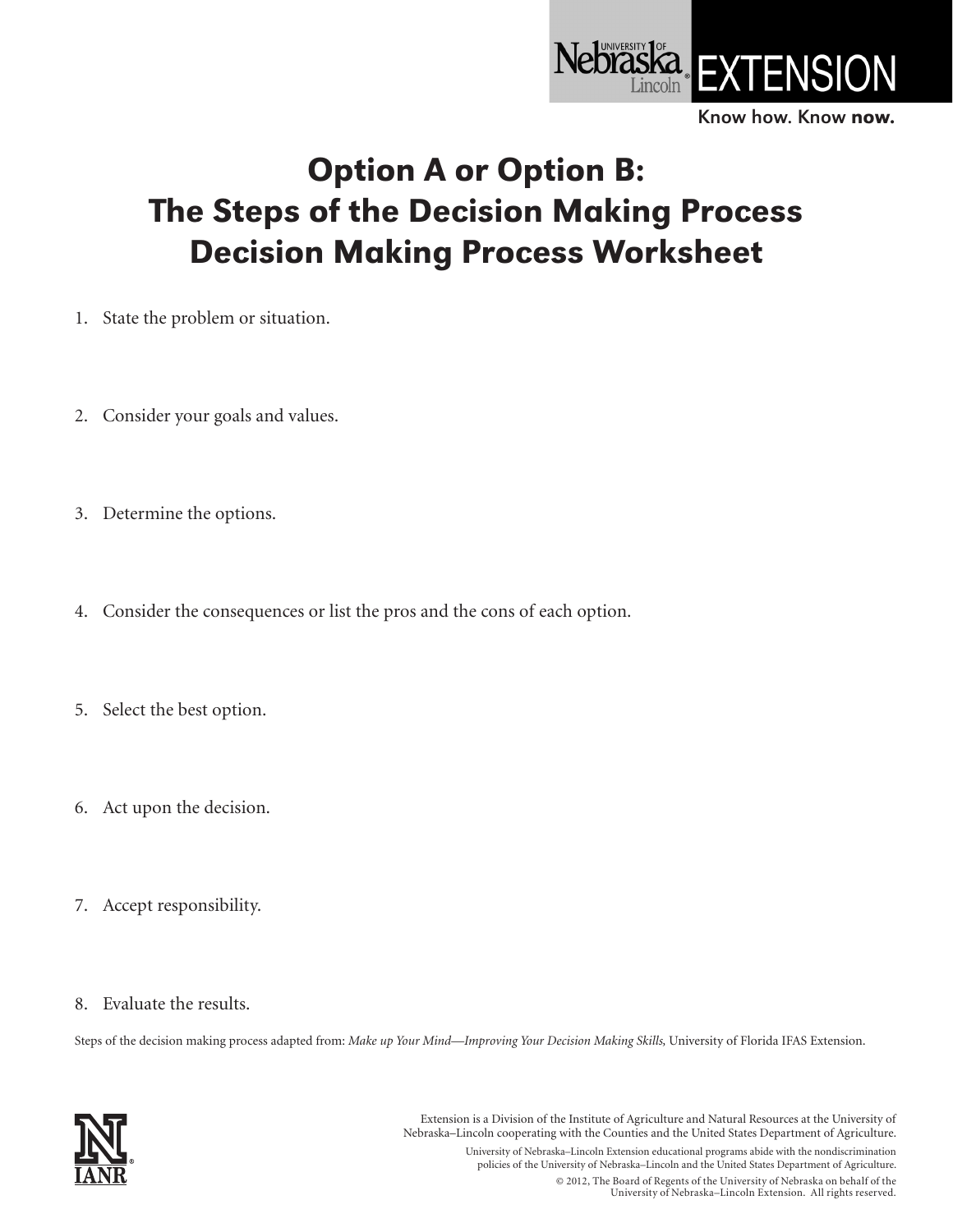# Option A or Option B: The Steps of the Decision Making Process Decision Making Process Worksheet

1. State the problem or situation.

2. Consider your goals and values.

3. Determine the options.

4. Consider the consequences or list the pros and the cons of each option.

5. Select the best option.

6. Act upon the decision.

7. Accept responsibility.

8. Evaluate the results.

Steps of the decision making process adapted from: *Make up Your Mind—Improving Your Decision Making Skills*, University of Florida IFAS Extension.

Extension is a Division of the Institute of Agriculture and Natural Resources at the University of Nebraska–Lincoln cooperating with the Counties and the United States Department of Agriculture.

University of Nebraska–Lincoln Extension educational programs abide with the nondiscrimination policies of the University of Nebraska–Lincoln and the United States Department of Agriculture.

© 2012, The Board of Regents of the University of Nebraska on behalf of the University of Nebraska–Lincoln Extension. All rights reserved.